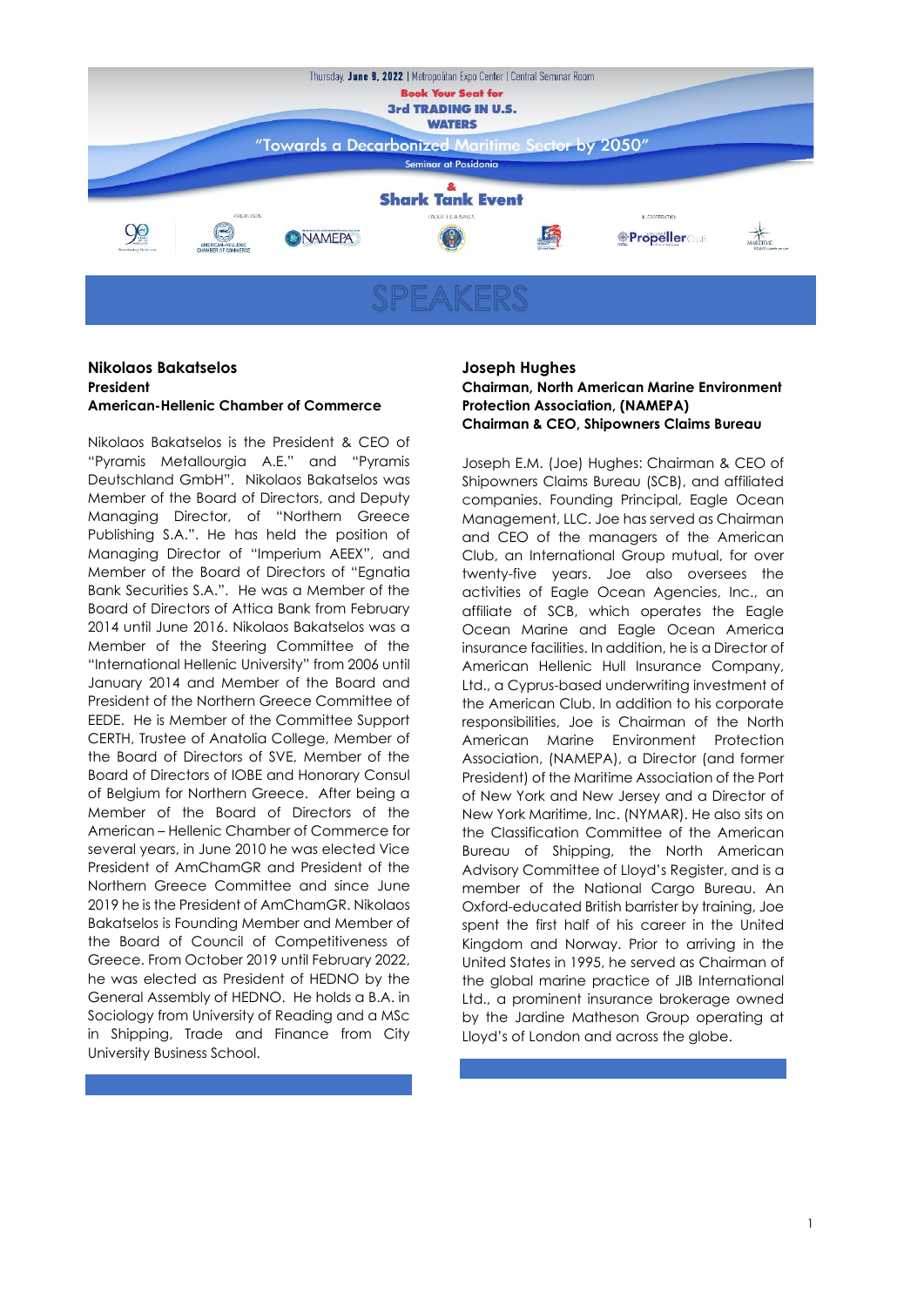Thursday, **June 9, 2022** | Metropolitan Expo Center | Central Seminar Room

**Book Your Seat for**

**3rd TRADING IN U.S. WATERS**

"Towards a Decarbonized Maritime Sector by 2050"

Seminar at Posidonia

**&**

**Shark Tank Event**

# SPEAKERS

**Nikolaos Bakatselos**
**President**
**American-Hellenic Chamber of Commerce**

Nikolaos Bakatselos is the President & CEO of "Pyramis Metallourgia A.E." and "Pyramis Deutschland GmbH". Nikolaos Bakatselos was Member of the Board of Directors, and Deputy Managing Director, of "Northern Greece Publishing S.A.". He has held the position of Managing Director of "Imperium AEEX", and Member of the Board of Directors of "Egnatia Bank Securities S.A.". He was a Member of the Board of Directors of Attica Bank from February 2014 until June 2016. Nikolaos Bakatselos was a Member of the Steering Committee of the "International Hellenic University" from 2006 until January 2014 and Member of the Board and President of the Northern Greece Committee of EEDE. He is Member of the Committee Support CERTH, Trustee of Anatolia College, Member of the Board of Directors of SVE, Member of the Board of Directors of IOBE and Honorary Consul of Belgium for Northern Greece. After being a Member of the Board of Directors of the American – Hellenic Chamber of Commerce for several years, in June 2010 he was elected Vice President of AmChamGR and President of the Northern Greece Committee and since June 2019 he is the President of AmChamGR. Nikolaos Bakatselos is Founding Member and Member of the Board of Council of Competitiveness of Greece. From October 2019 until February 2022, he was elected as President of HEDNO by the General Assembly of HEDNO. He holds a B.A. in Sociology from University of Reading and a MSc in Shipping, Trade and Finance from City University Business School.

**Joseph Hughes**
**Chairman, North American Marine Environment Protection Association, (NAMEPA)**
**Chairman & CEO, Shipowners Claims Bureau**

Joseph E.M. (Joe) Hughes: Chairman & CEO of Shipowners Claims Bureau (SCB), and affiliated companies. Founding Principal, Eagle Ocean Management, LLC. Joe has served as Chairman and CEO of the managers of the American Club, an International Group mutual, for over twenty-five years. Joe also oversees the activities of Eagle Ocean Agencies, Inc., an affiliate of SCB, which operates the Eagle Ocean Marine and Eagle Ocean America insurance facilities. In addition, he is a Director of American Hellenic Hull Insurance Company, Ltd., a Cyprus-based underwriting investment of the American Club. In addition to his corporate responsibilities, Joe is Chairman of the North American Marine Environment Protection Association, (NAMEPA), a Director (and former President) of the Maritime Association of the Port of New York and New Jersey and a Director of New York Maritime, Inc. (NYMAR). He also sits on the Classification Committee of the American Bureau of Shipping, the North American Advisory Committee of Lloyd's Register, and is a member of the National Cargo Bureau. An Oxford-educated British barrister by training, Joe spent the first half of his career in the United Kingdom and Norway. Prior to arriving in the United States in 1995, he served as Chairman of the global marine practice of JIB International Ltd., a prominent insurance brokerage owned by the Jardine Matheson Group operating at Lloyd's of London and across the globe.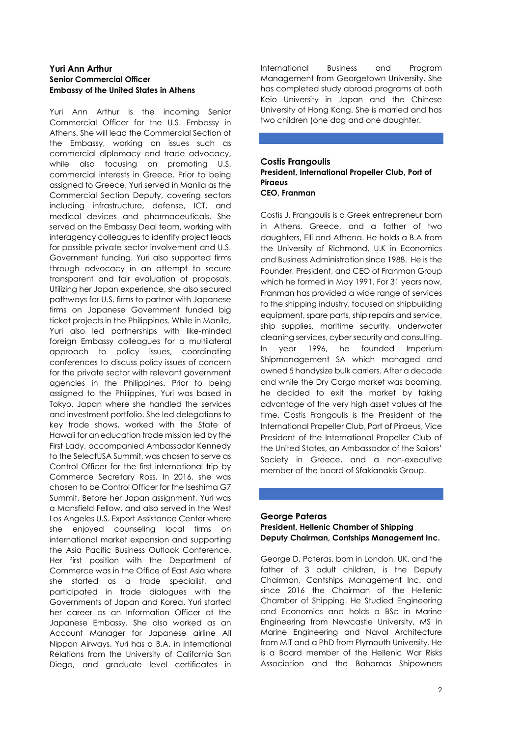**Yuri Ann Arthur**
**Senior Commercial Officer**
**Embassy of the United States in Athens**

Yuri Ann Arthur is the incoming Senior Commercial Officer for the U.S. Embassy in Athens. She will lead the Commercial Section of the Embassy, working on issues such as commercial diplomacy and trade advocacy, while also focusing on promoting U.S. commercial interests in Greece. Prior to being assigned to Greece, Yuri served in Manila as the Commercial Section Deputy, covering sectors including infrastructure, defense, ICT, and medical devices and pharmaceuticals. She served on the Embassy Deal team, working with interagency colleagues to identify project leads for possible private sector involvement and U.S. Government funding. Yuri also supported firms through advocacy in an attempt to secure transparent and fair evaluation of proposals. Utilizing her Japan experience, she also secured pathways for U.S. firms to partner with Japanese firms on Japanese Government funded big ticket projects in the Philippines. While in Manila, Yuri also led partnerships with like-minded foreign Embassy colleagues for a multilateral approach to policy issues, coordinating conferences to discuss policy issues of concern for the private sector with relevant government agencies in the Philippines. Prior to being assigned to the Philippines, Yuri was based in Tokyo, Japan where she handled the services and investment portfolio. She led delegations to key trade shows, worked with the State of Hawaii for an education trade mission led by the First Lady, accompanied Ambassador Kennedy to the SelectUSA Summit, was chosen to serve as Control Officer for the first international trip by Commerce Secretary Ross. In 2016, she was chosen to be Control Officer for the Iseshima G7 Summit. Before her Japan assignment, Yuri was a Mansfield Fellow, and also served in the West Los Angeles U.S. Export Assistance Center where she enjoyed counseling local firms on international market expansion and supporting the Asia Pacific Business Outlook Conference. Her first position with the Department of Commerce was in the Office of East Asia where she started as a trade specialist, and participated in trade dialogues with the Governments of Japan and Korea. Yuri started her career as an Information Officer at the Japanese Embassy. She also worked as an Account Manager for Japanese airline All Nippon Airways. Yuri has a B.A. in International Relations from the University of California San Diego, and graduate level certificates in International Business and Program Management from Georgetown University. She has completed study abroad programs at both Keio University in Japan and the Chinese University of Hong Kong. She is married and has two children (one dog and one daughter.

**Costis Frangoulis**
**President, International Propeller Club, Port of Piraeus**
**CEO, Franman**

Costis J. Frangoulis is a Greek entrepreneur born in Athens, Greece, and a father of two daughters, Elli and Athena. He holds a B.A from the University of Richmond, U.K in Economics and Business Administration since 1988. He is the Founder, President, and CEO of Franman Group which he formed in May 1991. For 31 years now, Franman has provided a wide range of services to the shipping industry, focused on shipbuilding equipment, spare parts, ship repairs and service, ship supplies, maritime security, underwater cleaning services, cyber security and consulting. In year 1996, he founded Imperium Shipmanagement SA which managed and owned 5 handysize bulk carriers. After a decade and while the Dry Cargo market was booming, he decided to exit the market by taking advantage of the very high asset values at the time. Costis Frangoulis is the President of the International Propeller Club, Port of Piraeus, Vice President of the International Propeller Club of the United States, an Ambassador of the Sailors' Society in Greece, and a non-executive member of the board of Sfakianakis Group.

**George Pateras**
**President, Hellenic Chamber of Shipping**
**Deputy Chairman, Contships Management Inc.**

George D. Pateras, born in London, UK, and the father of 3 adult children, is the Deputy Chairman, Contships Management Inc. and since 2016 the Chairman of the Hellenic Chamber of Shipping. He Studied Engineering and Economics and holds a BSc in Marine Engineering from Newcastle University, MS in Marine Engineering and Naval Architecture from MIT and a PhD from Plymouth University. He is a Board member of the Hellenic War Risks Association and the Bahamas Shipowners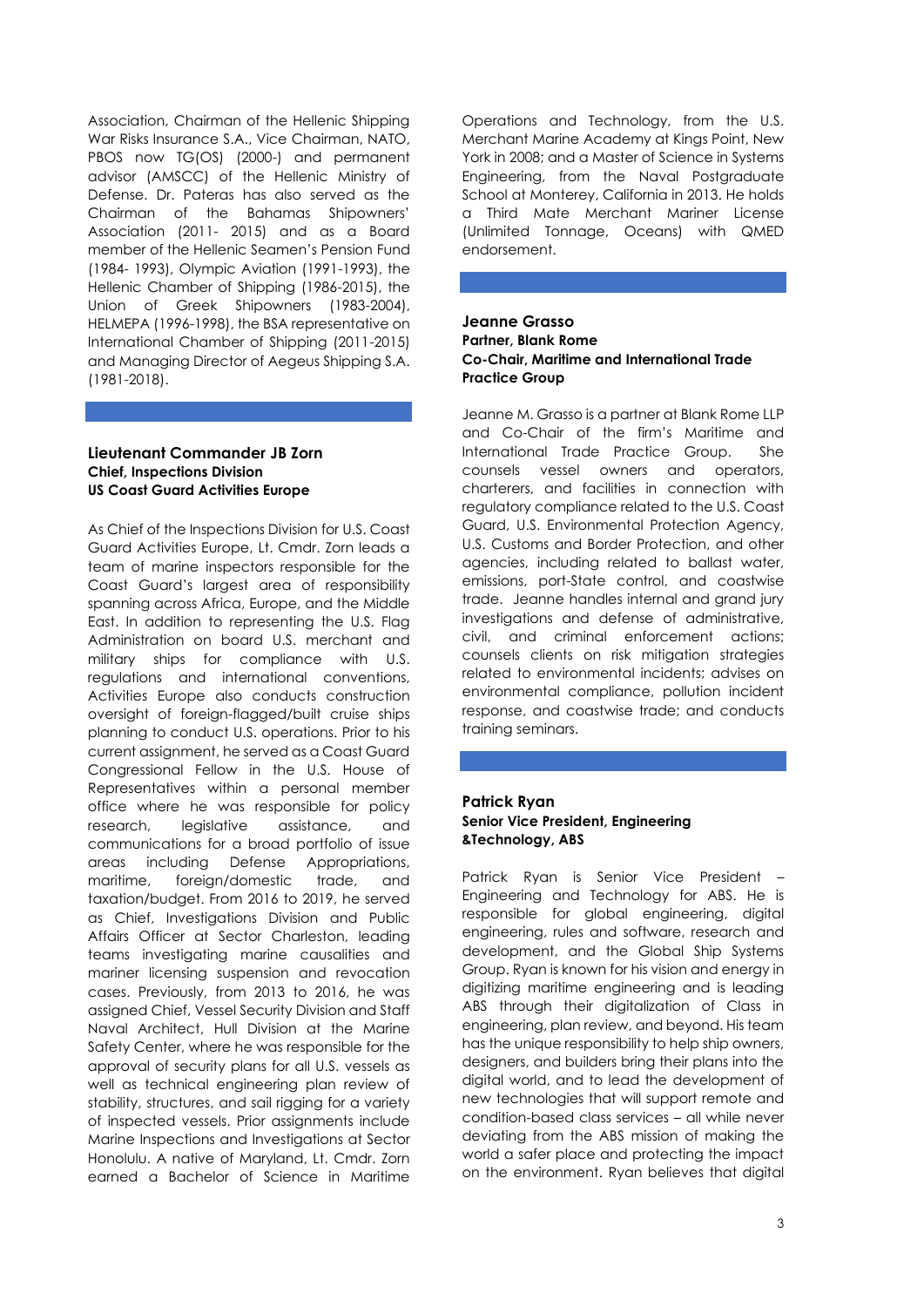Association, Chairman of the Hellenic Shipping War Risks Insurance S.A., Vice Chairman, NATO, PBOS now TG(OS) (2000-) and permanent advisor (AMSCC) of the Hellenic Ministry of Defense. Dr. Pateras has also served as the Chairman of the Bahamas Shipowners' Association (2011- 2015) and as a Board member of the Hellenic Seamen's Pension Fund (1984- 1993), Olympic Aviation (1991-1993), the Hellenic Chamber of Shipping (1986-2015), the Union of Greek Shipowners (1983-2004), HELMEPA (1996-1998), the BSA representative on International Chamber of Shipping (2011-2015) and Managing Director of Aegeus Shipping S.A. (1981-2018).

**Lieutenant Commander JB Zorn**
**Chief, Inspections Division**
**US Coast Guard Activities Europe**

As Chief of the Inspections Division for U.S. Coast Guard Activities Europe, Lt. Cmdr. Zorn leads a team of marine inspectors responsible for the Coast Guard's largest area of responsibility spanning across Africa, Europe, and the Middle East. In addition to representing the U.S. Flag Administration on board U.S. merchant and military ships for compliance with U.S. regulations and international conventions, Activities Europe also conducts construction oversight of foreign-flagged/built cruise ships planning to conduct U.S. operations. Prior to his current assignment, he served as a Coast Guard Congressional Fellow in the U.S. House of Representatives within a personal member office where he was responsible for policy research, legislative assistance, and communications for a broad portfolio of issue areas including Defense Appropriations, maritime, foreign/domestic trade, and taxation/budget. From 2016 to 2019, he served as Chief, Investigations Division and Public Affairs Officer at Sector Charleston, leading teams investigating marine casualties and mariner licensing suspension and revocation cases. Previously, from 2013 to 2016, he was assigned Chief, Vessel Security Division and Staff Naval Architect, Hull Division at the Marine Safety Center, where he was responsible for the approval of security plans for all U.S. vessels as well as technical engineering plan review of stability, structures, and sail rigging for a variety of inspected vessels. Prior assignments include Marine Inspections and Investigations at Sector Honolulu. A native of Maryland, Lt. Cmdr. Zorn earned a Bachelor of Science in Maritime Operations and Technology, from the U.S. Merchant Marine Academy at Kings Point, New York in 2008; and a Master of Science in Systems Engineering, from the Naval Postgraduate School at Monterey, California in 2013. He holds a Third Mate Merchant Mariner License (Unlimited Tonnage, Oceans) with QMED endorsement.

**Jeanne Grasso**
**Partner, Blank Rome**
**Co-Chair, Maritime and International Trade Practice Group**

Jeanne M. Grasso is a partner at Blank Rome LLP and Co-Chair of the firm's Maritime and International Trade Practice Group. She counsels vessel owners and operators, charterers, and facilities in connection with regulatory compliance related to the U.S. Coast Guard, U.S. Environmental Protection Agency, U.S. Customs and Border Protection, and other agencies, including related to ballast water, emissions, port-State control, and coastwise trade. Jeanne handles internal and grand jury investigations and defense of administrative, civil, and criminal enforcement actions; counsels clients on risk mitigation strategies related to environmental incidents; advises on environmental compliance, pollution incident response, and coastwise trade; and conducts training seminars.

**Patrick Ryan**
**Senior Vice President, Engineering &Technology, ABS**

Patrick Ryan is Senior Vice President – Engineering and Technology for ABS. He is responsible for global engineering, digital engineering, rules and software, research and development, and the Global Ship Systems Group. Ryan is known for his vision and energy in digitizing maritime engineering and is leading ABS through their digitalization of Class in engineering, plan review, and beyond. His team has the unique responsibility to help ship owners, designers, and builders bring their plans into the digital world, and to lead the development of new technologies that will support remote and condition-based class services – all while never deviating from the ABS mission of making the world a safer place and protecting the impact on the environment. Ryan believes that digital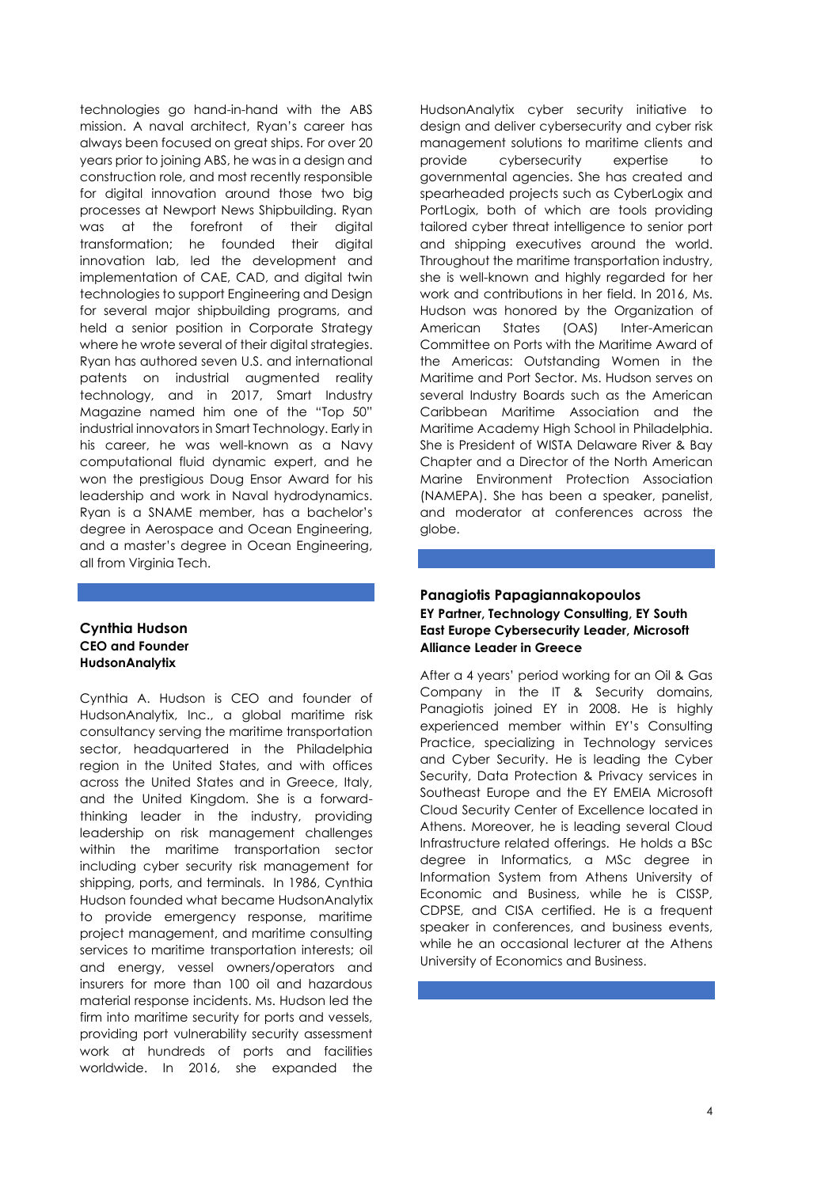technologies go hand-in-hand with the ABS mission. A naval architect, Ryan's career has always been focused on great ships. For over 20 years prior to joining ABS, he was in a design and construction role, and most recently responsible for digital innovation around those two big processes at Newport News Shipbuilding. Ryan was at the forefront of their digital transformation; he founded their digital innovation lab, led the development and implementation of CAE, CAD, and digital twin technologies to support Engineering and Design for several major shipbuilding programs, and held a senior position in Corporate Strategy where he wrote several of their digital strategies. Ryan has authored seven U.S. and international patents on industrial augmented reality technology, and in 2017, Smart Industry Magazine named him one of the "Top 50" industrial innovators in Smart Technology. Early in his career, he was well-known as a Navy computational fluid dynamic expert, and he won the prestigious Doug Ensor Award for his leadership and work in Naval hydrodynamics. Ryan is a SNAME member, has a bachelor's degree in Aerospace and Ocean Engineering, and a master's degree in Ocean Engineering, all from Virginia Tech.

**Cynthia Hudson**
**CEO and Founder**
**HudsonAnalytix**

Cynthia A. Hudson is CEO and founder of HudsonAnalytix, Inc., a global maritime risk consultancy serving the maritime transportation sector, headquartered in the Philadelphia region in the United States, and with offices across the United States and in Greece, Italy, and the United Kingdom. She is a forward-thinking leader in the industry, providing leadership on risk management challenges within the maritime transportation sector including cyber security risk management for shipping, ports, and terminals. In 1986, Cynthia Hudson founded what became HudsonAnalytix to provide emergency response, maritime project management, and maritime consulting services to maritime transportation interests; oil and energy, vessel owners/operators and insurers for more than 100 oil and hazardous material response incidents. Ms. Hudson led the firm into maritime security for ports and vessels, providing port vulnerability security assessment work at hundreds of ports and facilities worldwide. In 2016, she expanded the HudsonAnalytix cyber security initiative to design and deliver cybersecurity and cyber risk management solutions to maritime clients and provide cybersecurity expertise to governmental agencies. She has created and spearheaded projects such as CyberLogix and PortLogix, both of which are tools providing tailored cyber threat intelligence to senior port and shipping executives around the world. Throughout the maritime transportation industry, she is well-known and highly regarded for her work and contributions in her field. In 2016, Ms. Hudson was honored by the Organization of American States (OAS) Inter-American Committee on Ports with the Maritime Award of the Americas: Outstanding Women in the Maritime and Port Sector. Ms. Hudson serves on several Industry Boards such as the American Caribbean Maritime Association and the Maritime Academy High School in Philadelphia. She is President of WISTA Delaware River & Bay Chapter and a Director of the North American Marine Environment Protection Association (NAMEPA). She has been a speaker, panelist, and moderator at conferences across the globe.

**Panagiotis Papagiannakopoulos**
**EY Partner, Technology Consulting, EY South East Europe Cybersecurity Leader, Microsoft Alliance Leader in Greece**

After a 4 years' period working for an Oil & Gas Company in the IT & Security domains, Panagiotis joined EY in 2008. He is highly experienced member within EY's Consulting Practice, specializing in Technology services and Cyber Security. He is leading the Cyber Security, Data Protection & Privacy services in Southeast Europe and the EY EMEIA Microsoft Cloud Security Center of Excellence located in Athens. Moreover, he is leading several Cloud Infrastructure related offerings. He holds a BSc degree in Informatics, a MSc degree in Information System from Athens University of Economic and Business, while he is CISSP, CDPSE, and CISA certified. He is a frequent speaker in conferences, and business events, while he an occasional lecturer at the Athens University of Economics and Business.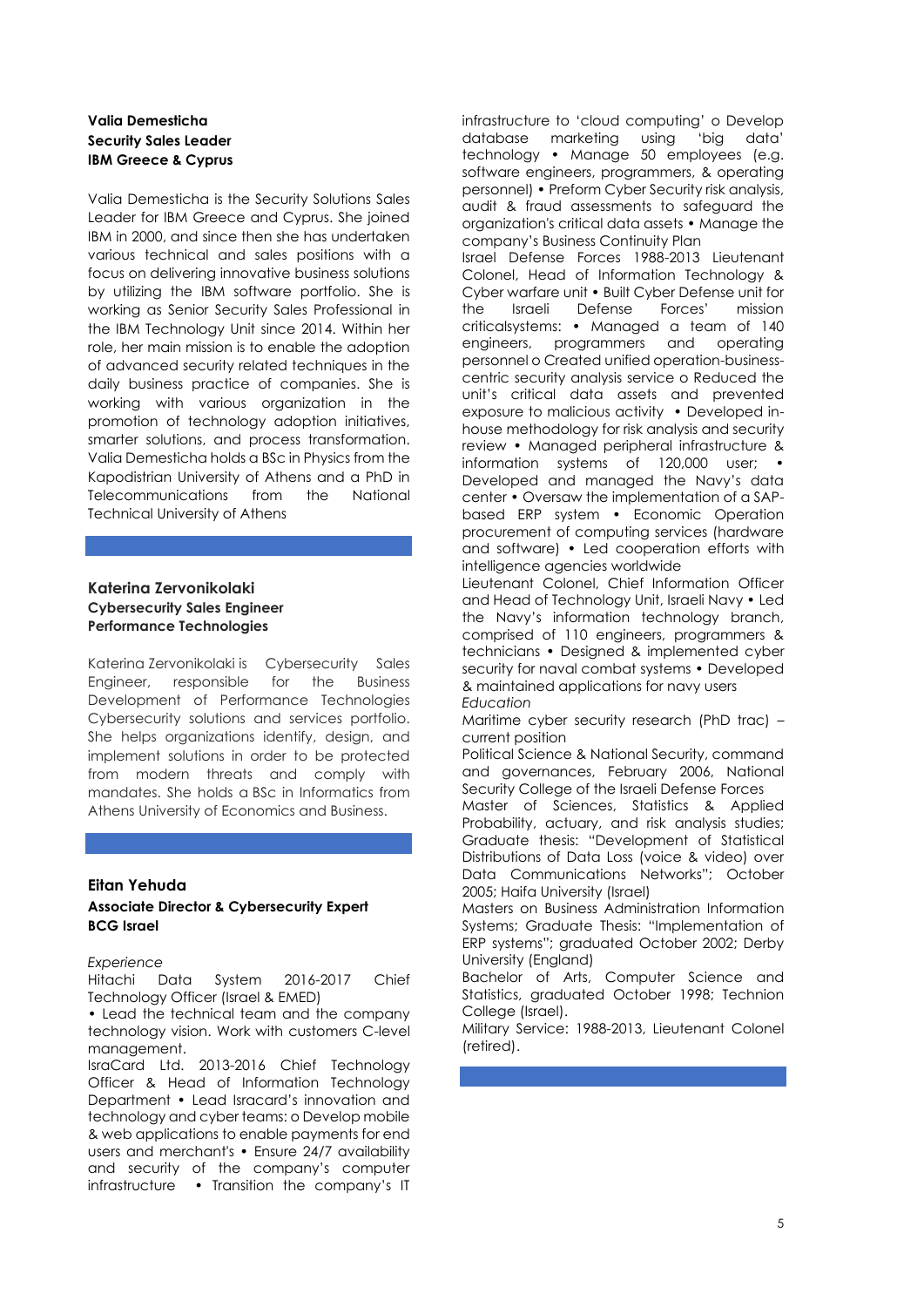**Valia Demesticha**
**Security Sales Leader**
**IBM Greece & Cyprus**

Valia Demesticha is the Security Solutions Sales Leader for IBM Greece and Cyprus. She joined IBM in 2000, and since then she has undertaken various technical and sales positions with a focus on delivering innovative business solutions by utilizing the IBM software portfolio. She is working as Senior Security Sales Professional in the IBM Technology Unit since 2014. Within her role, her main mission is to enable the adoption of advanced security related techniques in the daily business practice of companies. She is working with various organization in the promotion of technology adoption initiatives, smarter solutions, and process transformation. Valia Demesticha holds a BSc in Physics from the Kapodistrian University of Athens and a PhD in Telecommunications from the National Technical University of Athens

**Katerina Zervonikolaki**
**Cybersecurity Sales Engineer**
**Performance Technologies**

Katerina Zervonikolaki is Cybersecurity Sales Engineer, responsible for the Business Development of Performance Technologies Cybersecurity solutions and services portfolio. She helps organizations identify, design, and implement solutions in order to be protected from modern threats and comply with mandates. She holds a BSc in Informatics from Athens University of Economics and Business.

**Eitan Yehuda**
**Associate Director & Cybersecurity Expert**
**BCG Israel**

*Experience*

Hitachi Data System 2016-2017 Chief Technology Officer (Israel & EMED)
• Lead the technical team and the company technology vision. Work with customers C-level management.
IsraCard Ltd. 2013-2016 Chief Technology Officer & Head of Information Technology Department • Lead Isracard's innovation and technology and cyber teams: o Develop mobile & web applications to enable payments for end users and merchant's • Ensure 24/7 availability and security of the company's computer infrastructure • Transition the company's IT infrastructure to 'cloud computing' o Develop database marketing using 'big data' technology • Manage 50 employees (e.g. software engineers, programmers, & operating personnel) • Preform Cyber Security risk analysis, audit & fraud assessments to safeguard the organization's critical data assets • Manage the company's Business Continuity Plan
Israel Defense Forces 1988-2013 Lieutenant Colonel, Head of Information Technology & Cyber warfare unit • Built Cyber Defense unit for the Israeli Defense Forces' mission criticalsystems: • Managed a team of 140 engineers, programmers and operating personnel o Created unified operation-business-centric security analysis service o Reduced the unit's critical data assets and prevented exposure to malicious activity • Developed in-house methodology for risk analysis and security review • Managed peripheral infrastructure & information systems of 120,000 user; • Developed and managed the Navy's data center • Oversaw the implementation of a SAP-based ERP system • Economic Operation procurement of computing services (hardware and software) • Led cooperation efforts with intelligence agencies worldwide
Lieutenant Colonel, Chief Information Officer and Head of Technology Unit, Israeli Navy • Led the Navy's information technology branch, comprised of 110 engineers, programmers & technicians • Designed & implemented cyber security for naval combat systems • Developed & maintained applications for navy users

*Education*

Maritime cyber security research (PhD trac) – current position
Political Science & National Security, command and governances, February 2006, National Security College of the Israeli Defense Forces
Master of Sciences, Statistics & Applied Probability, actuary, and risk analysis studies; Graduate thesis: "Development of Statistical Distributions of Data Loss (voice & video) over Data Communications Networks"; October 2005; Haifa University (Israel)
Masters on Business Administration Information Systems; Graduate Thesis: "Implementation of ERP systems"; graduated October 2002; Derby University (England)
Bachelor of Arts, Computer Science and Statistics, graduated October 1998; Technion College (Israel).
Military Service: 1988-2013, Lieutenant Colonel (retired).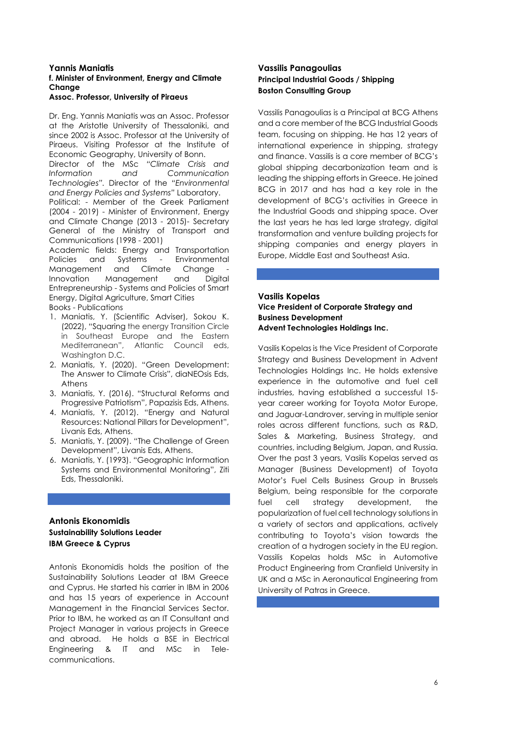### Yannis Maniatis

**f. Minister of Environment, Energy and Climate Change**
**Assoc. Professor, University of Piraeus**

Dr. Eng. Yannis Maniatis was an Assoc. Professor at the Aristotle University of Thessaloniki, and since 2002 is Assoc. Professor at the University of Piraeus. Visiting Professor at the Institute of Economic Geography, University of Bonn.
Director of the MSc *"Climate Crisis and Information and Communication Technologies"*. Director of the *"Environmental and Energy Policies and Systems"* Laboratory.
Political: - Member of the Greek Parliament (2004 - 2019) - Minister of Environment, Energy and Climate Change (2013 - 2015)- Secretary General of the Ministry of Transport and Communications (1998 - 2001)
Academic fields: Energy and Transportation Policies and Systems - Environmental Management and Climate Change - Innovation Management and Digital Entrepreneurship - Systems and Policies of Smart Energy, Digital Agriculture, Smart Cities
Books - Publications

1. Maniatis, Y. (Scientific Adviser), Sokou K. (2022), "Squaring the energy Transition Circle in Southeast Europe and the Eastern Mediterranean", Atlantic Council eds, Washington D.C.
2. Maniatis, Y. (2020). "Green Development: The Answer to Climate Crisis", diaNEOsis Eds, Athens
3. Maniatis, Y. (2016). "Structural Reforms and Progressive Patriotism", Papazisis Eds, Athens.
4. Maniatis, Y. (2012). "Energy and Natural Resources: National Pillars for Development", Livanis Eds, Athens.
5. Maniatis, Y. (2009). "The Challenge of Green Development", Livanis Eds, Athens.
6. Maniatis, Y. (1993). "Geographic Information Systems and Environmental Monitoring", Ziti Eds, Thessaloniki.

### Antonis Ekonomidis

**Sustainability Solutions Leader**
**IBM Greece & Cyprus**

Antonis Ekonomidis holds the position of the Sustainability Solutions Leader at IBM Greece and Cyprus. He started his carrier in IBM in 2006 and has 15 years of experience in Account Management in the Financial Services Sector. Prior to IBM, he worked as an IT Consultant and Project Manager in various projects in Greece and abroad. He holds a BSE in Electrical Engineering & IT and MSc in Tele-communications.

### Vassilis Panagoulias

**Principal Industrial Goods / Shipping**
**Boston Consulting Group**

Vassilis Panagoulias is a Principal at BCG Athens and a core member of the BCG Industrial Goods team, focusing on shipping. He has 12 years of international experience in shipping, strategy and finance. Vassilis is a core member of BCG's global shipping decarbonization team and is leading the shipping efforts in Greece. He joined BCG in 2017 and has had a key role in the development of BCG's activities in Greece in the Industrial Goods and shipping space. Over the last years he has led large strategy, digital transformation and venture building projects for shipping companies and energy players in Europe, Middle East and Southeast Asia.

### Vasilis Kopelas

**Vice President of Corporate Strategy and Business Development**
**Advent Technologies Holdings Inc.**

Vasilis Kopelas is the Vice President of Corporate Strategy and Business Development in Advent Technologies Holdings Inc. He holds extensive experience in the automotive and fuel cell industries, having established a successful 15-year career working for Toyota Motor Europe, and Jaguar-Landrover, serving in multiple senior roles across different functions, such as R&D, Sales & Marketing, Business Strategy, and countries, including Belgium, Japan, and Russia. Over the past 3 years, Vasilis Kopelas served as Manager (Business Development) of Toyota Motor's Fuel Cells Business Group in Brussels Belgium, being responsible for the corporate fuel cell strategy development, the popularization of fuel cell technology solutions in a variety of sectors and applications, actively contributing to Toyota's vision towards the creation of a hydrogen society in the EU region. Vassilis Kopelas holds MSc in Automotive Product Engineering from Cranfield University in UK and a MSc in Aeronautical Engineering from University of Patras in Greece.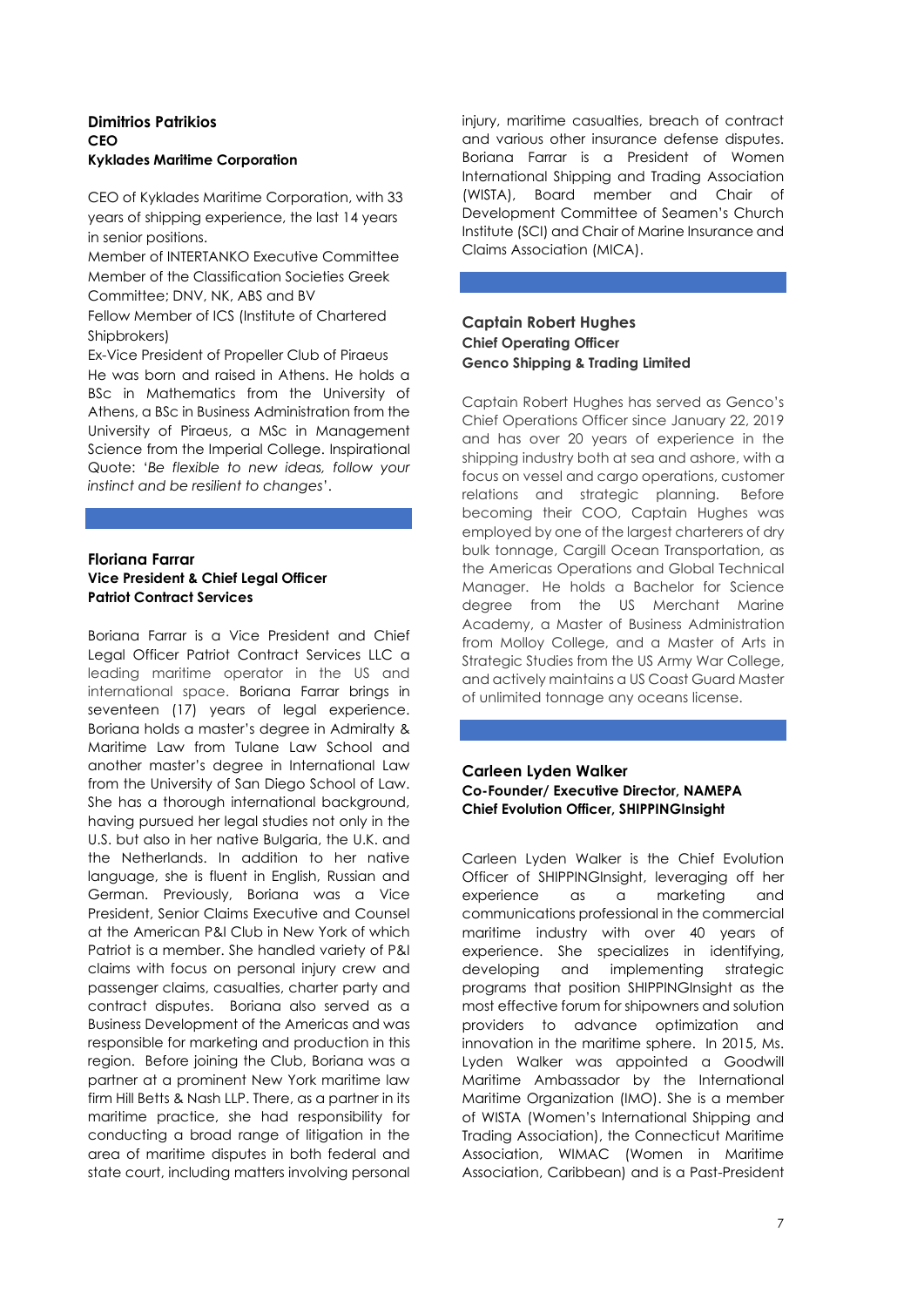**Dimitrios Patrikios**
**CEO**
**Kyklades Maritime Corporation**

CEO of Kyklades Maritime Corporation, with 33 years of shipping experience, the last 14 years in senior positions.
Member of INTERTANKO Executive Committee
Member of the Classification Societies Greek Committee; DNV, NK, ABS and BV
Fellow Member of ICS (Institute of Chartered Shipbrokers)
Ex-Vice President of Propeller Club of Piraeus
He was born and raised in Athens. He holds a BSc in Mathematics from the University of Athens, a BSc in Business Administration from the University of Piraeus, a MSc in Management Science from the Imperial College. Inspirational Quote: '*Be flexible to new ideas, follow your instinct and be resilient to changes*'.

**Floriana Farrar**
**Vice President & Chief Legal Officer**
**Patriot Contract Services**

Boriana Farrar is a Vice President and Chief Legal Officer Patriot Contract Services LLC a leading maritime operator in the US and international space. Boriana Farrar brings in seventeen (17) years of legal experience. Boriana holds a master's degree in Admiralty & Maritime Law from Tulane Law School and another master's degree in International Law from the University of San Diego School of Law. She has a thorough international background, having pursued her legal studies not only in the U.S. but also in her native Bulgaria, the U.K. and the Netherlands. In addition to her native language, she is fluent in English, Russian and German. Previously, Boriana was a Vice President, Senior Claims Executive and Counsel at the American P&I Club in New York of which Patriot is a member. She handled variety of P&I claims with focus on personal injury crew and passenger claims, casualties, charter party and contract disputes. Boriana also served as a Business Development of the Americas and was responsible for marketing and production in this region. Before joining the Club, Boriana was a partner at a prominent New York maritime law firm Hill Betts & Nash LLP. There, as a partner in its maritime practice, she had responsibility for conducting a broad range of litigation in the area of maritime disputes in both federal and state court, including matters involving personal injury, maritime casualties, breach of contract and various other insurance defense disputes. Boriana Farrar is a President of Women International Shipping and Trading Association (WISTA), Board member and Chair of Development Committee of Seamen's Church Institute (SCI) and Chair of Marine Insurance and Claims Association (MICA).

**Captain Robert Hughes**
**Chief Operating Officer**
**Genco Shipping & Trading Limited**

Captain Robert Hughes has served as Genco's Chief Operations Officer since January 22, 2019 and has over 20 years of experience in the shipping industry both at sea and ashore, with a focus on vessel and cargo operations, customer relations and strategic planning. Before becoming their COO, Captain Hughes was employed by one of the largest charterers of dry bulk tonnage, Cargill Ocean Transportation, as the Americas Operations and Global Technical Manager. He holds a Bachelor for Science degree from the US Merchant Marine Academy, a Master of Business Administration from Molloy College, and a Master of Arts in Strategic Studies from the US Army War College, and actively maintains a US Coast Guard Master of unlimited tonnage any oceans license.

**Carleen Lyden Walker**
**Co-Founder/ Executive Director, NAMEPA**
**Chief Evolution Officer, SHIPPINGInsight**

Carleen Lyden Walker is the Chief Evolution Officer of SHIPPINGInsight, leveraging off her experience as a marketing and communications professional in the commercial maritime industry with over 40 years of experience. She specializes in identifying, developing and implementing strategic programs that position SHIPPINGInsight as the most effective forum for shipowners and solution providers to advance optimization and innovation in the maritime sphere. In 2015, Ms. Lyden Walker was appointed a Goodwill Maritime Ambassador by the International Maritime Organization (IMO). She is a member of WISTA (Women's International Shipping and Trading Association), the Connecticut Maritime Association, WIMAC (Women in Maritime Association, Caribbean) and is a Past-President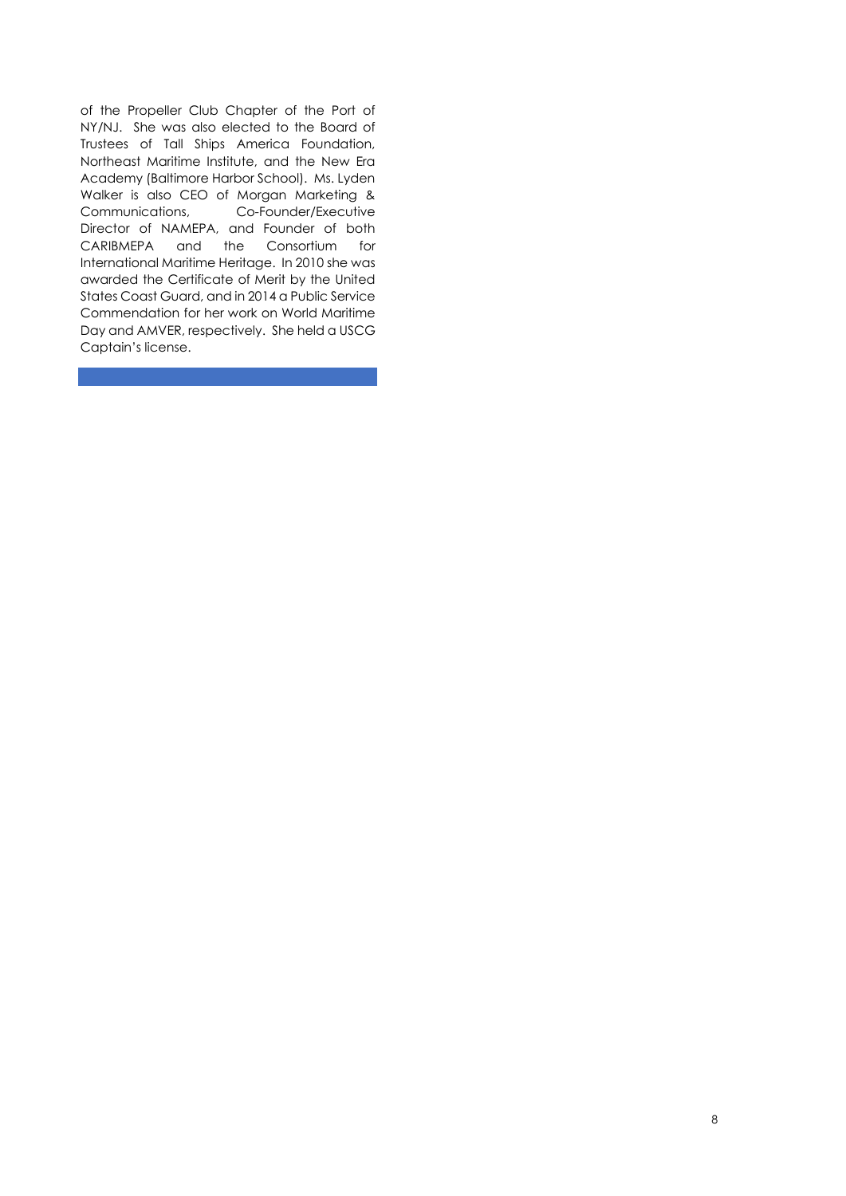of the Propeller Club Chapter of the Port of NY/NJ. She was also elected to the Board of Trustees of Tall Ships America Foundation, Northeast Maritime Institute, and the New Era Academy (Baltimore Harbor School). Ms. Lyden Walker is also CEO of Morgan Marketing & Communications, Co-Founder/Executive Director of NAMEPA, and Founder of both CARIBMEPA and the Consortium for International Maritime Heritage. In 2010 she was awarded the Certificate of Merit by the United States Coast Guard, and in 2014 a Public Service Commendation for her work on World Maritime Day and AMVER, respectively. She held a USCG Captain's license.